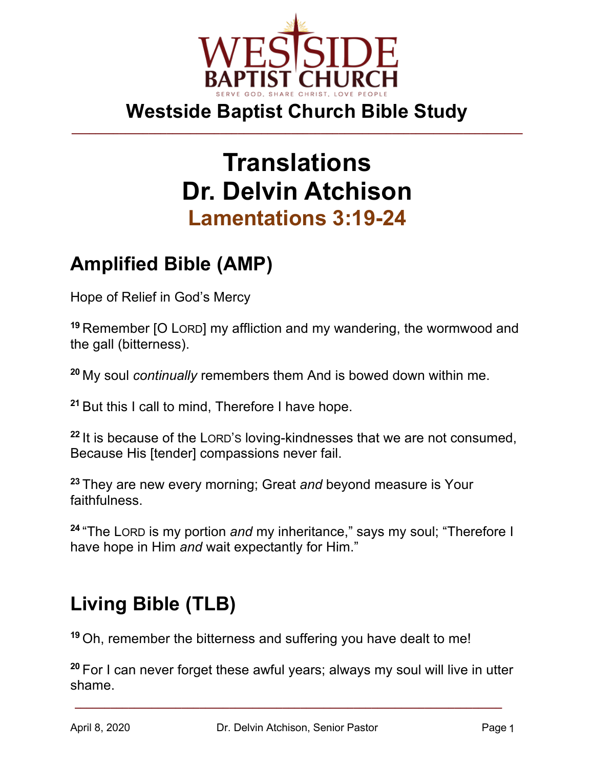WESTSIDE BAPTIST CHURCH

SERVE GOD. SHARE CHRIST. LOVE PEOPLE

**Westside Baptist Church Bible Study**

# Translations
# Dr. Delvin Atchison
## Lamentations 3:19-24

## Amplified Bible (AMP)

Hope of Relief in God's Mercy

19 Remember [O LORD] my affliction and my wandering, the wormwood and the gall (bitterness).

20 My soul *continually* remembers them And is bowed down within me.

21 But this I call to mind, Therefore I have hope.

22 It is because of the LORD'S loving-kindnesses that we are not consumed, Because His [tender] compassions never fail.

23 They are new every morning; Great *and* beyond measure is Your faithfulness.

24 "The LORD is my portion *and* my inheritance," says my soul; "Therefore I have hope in Him *and* wait expectantly for Him."

## Living Bible (TLB)

19 Oh, remember the bitterness and suffering you have dealt to me!

20 For I can never forget these awful years; always my soul will live in utter shame.

April 8, 2020 Dr. Delvin Atchison, Senior Pastor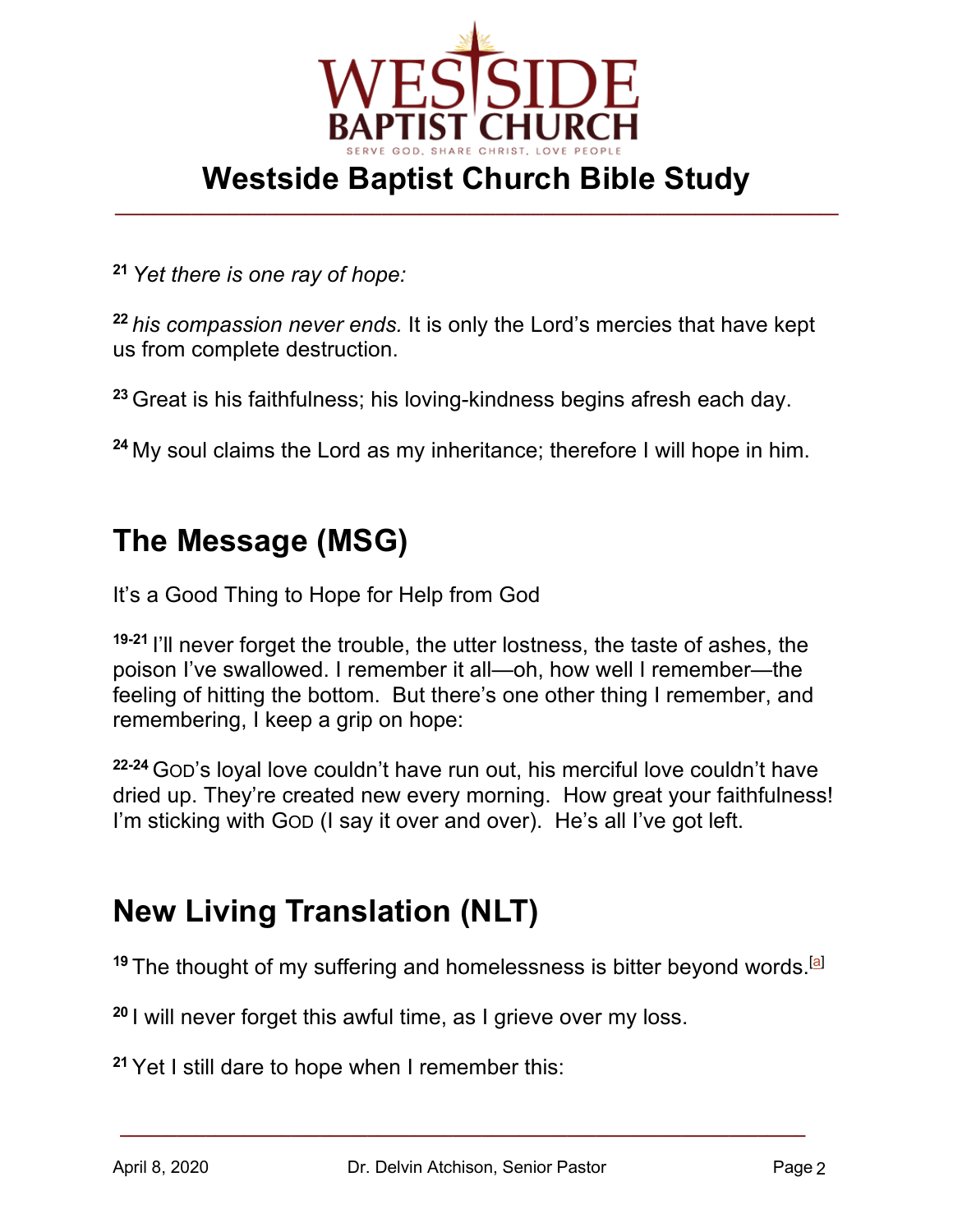[21] *Yet there is one ray of hope:*

[22] *his compassion never ends.* It is only the Lord's mercies that have kept us from complete destruction.

[23] Great is his faithfulness; his loving-kindness begins afresh each day.

[24] My soul claims the Lord as my inheritance; therefore I will hope in him.

## The Message (MSG)

It's a Good Thing to Hope for Help from God

[19-21] I'll never forget the trouble, the utter lostness, the taste of ashes, the poison I've swallowed. I remember it all—oh, how well I remember—the feeling of hitting the bottom. But there's one other thing I remember, and remembering, I keep a grip on hope:

[22-24] GOD's loyal love couldn't have run out, his merciful love couldn't have dried up. They're created new every morning. How great your faithfulness! I'm sticking with GOD (I say it over and over). He's all I've got left.

## New Living Translation (NLT)

[19] The thought of my suffering and homelessness is bitter beyond words.[a]

[20] I will never forget this awful time, as I grieve over my loss.

[21] Yet I still dare to hope when I remember this: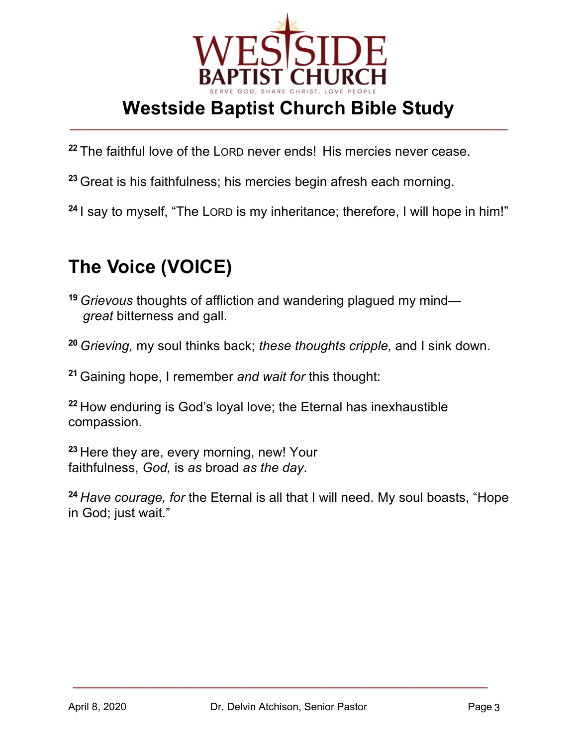[22] The faithful love of the LORD never ends! His mercies never cease.

[23] Great is his faithfulness; his mercies begin afresh each morning.

[24] I say to myself, "The LORD is my inheritance; therefore, I will hope in him!"

## The Voice (VOICE)

[19] *Grievous* thoughts of affliction and wandering plagued my mind—
*great* bitterness and gall.

[20] *Grieving,* my soul thinks back; *these thoughts cripple,* and I sink down.

[21] Gaining hope, I remember *and wait for* this thought:

[22] How enduring is God's loyal love; the Eternal has inexhaustible compassion.

[23] Here they are, every morning, new! Your faithfulness, *God,* is *as* broad *as the day*.

[24] *Have courage, for* the Eternal is all that I will need. My soul boasts, "Hope in God; just wait."